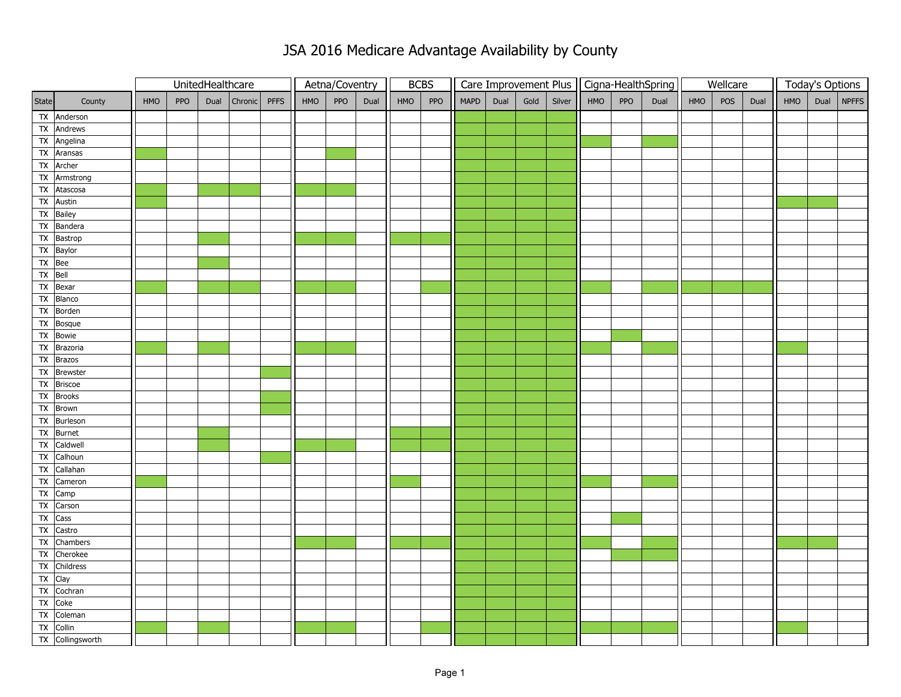# JSA 2016 Medicare Advantage Availability by County

Shaded (available) cells are marked with "X".

| | | UnitedHealthcare | | | | | Aetna/Coventry | | | BCBS | | Care Improvement Plus | | | | Cigna-HealthSpring | | | Wellcare | | | Today's Options | | |
|---|---|---|---|---|---|---|---|---|---|---|---|---|---|---|---|---|---|---|---|---|---|---|---|---|
| State | County | HMO | PPO | Dual | Chronic | PFFS | HMO | PPO | Dual | HMO | PPO | MAPD | Dual | Gold | Silver | HMO | PPO | Dual | HMO | POS | Dual | HMO | Dual | NPFFS |
| TX | Anderson | | | | | | | | | | | X | X | X | X | | | | | | | | | |
| TX | Andrews | | | | | | | | | | | X | X | X | X | | | | | | | | | |
| TX | Angelina | | | | | | | | | | | X | X | X | X | X | | X | | | | | | |
| TX | Aransas | X | | | | | | X | | | | X | X | X | X | | | | | | | | | |
| TX | Archer | | | | | | | | | | | X | X | X | X | | | | | | | | | |
| TX | Armstrong | | | | | | | | | | | X | X | X | X | | | | | | | | | |
| TX | Atascosa | X | | X | X | | X | X | | | | X | X | X | X | | | | | | | | | |
| TX | Austin | X | | | | | | | | | | X | X | X | X | | | | | | | X | X | |
| TX | Bailey | | | | | | | | | | | X | X | X | X | | | | | | | | | |
| TX | Bandera | | | | | | | | | | | X | X | X | X | | | | | | | | | |
| TX | Bastrop | | | X | | | X | X | | X | X | X | X | X | X | | | | | | | | | |
| TX | Baylor | | | | | | | | | | | X | X | X | X | | | | | | | | | |
| TX | Bee | | | X | | | | | | | | X | X | X | X | | | | | | | | | |
| TX | Bell | | | | | | | | | | | X | X | X | X | | | | | | | | | |
| TX | Bexar | X | | X | X | | X | X | | | X | X | X | X | X | X | | X | X | X | X | | | |
| TX | Blanco | | | | | | | | | | | X | X | X | X | | | | | | | | | |
| TX | Borden | | | | | | | | | | | X | X | X | X | | | | | | | | | |
| TX | Bosque | | | | | | | | | | | X | X | X | X | | | | | | | | | |
| TX | Bowie | | | | | | | | | | | X | X | X | X | | X | | | | | | | |
| TX | Brazoria | X | | X | | | X | X | | | | X | X | X | X | X | | X | | | | X | | |
| TX | Brazos | | | | | | | | | | | X | X | X | X | | | | | | | | | |
| TX | Brewster | | | | | X | | | | | | X | X | X | X | | | | | | | | | |
| TX | Briscoe | | | | | | | | | | | X | X | X | X | | | | | | | | | |
| TX | Brooks | | | | | X | | | | | | X | X | X | X | | | | | | | | | |
| TX | Brown | | | | | X | | | | | | X | X | X | X | | | | | | | | | |
| TX | Burleson | | | | | | | | | | | X | X | X | X | | | | | | | | | |
| TX | Burnet | | | X | | | | | | X | X | X | X | X | X | | | | | | | | | |
| TX | Caldwell | | | X | | | X | X | | X | X | X | X | X | X | | | | | | | | | |
| TX | Calhoun | | | | | X | | | | | | X | X | X | X | | | | | | | | | |
| TX | Callahan | | | | | | | | | | | X | X | X | X | | | | | | | | | |
| TX | Cameron | X | | | | | | | | X | | X | X | X | X | X | | X | | | | | | |
| TX | Camp | | | | | | | | | | | X | X | X | X | | | | | | | | | |
| TX | Carson | | | | | | | | | | | X | X | X | X | | | | | | | | | |
| TX | Cass | | | | | | | | | | | X | X | X | X | | X | | | | | | | |
| TX | Castro | | | | | | | | | | | X | X | X | X | | | | | | | | | |
| TX | Chambers | | | | | | X | X | | X | X | X | X | X | X | X | | X | | | | X | X | |
| TX | Cherokee | | | | | | | | | | | X | X | X | X | | X | X | | | | | | |
| TX | Childress | | | | | | | | | | | X | X | X | X | | | | | | | | | |
| TX | Clay | | | | | | | | | | | X | X | X | X | | | | | | | | | |
| TX | Cochran | | | | | | | | | | | X | X | X | X | | | | | | | | | |
| TX | Coke | | | | | | | | | | | X | X | X | X | | | | | | | | | |
| TX | Coleman | | | | | | | | | | | X | X | X | X | | | | | | | | | |
| TX | Collin | X | | X | | | X | X | | | X | X | X | X | X | X | X | X | | | | X | | |
| TX | Collingsworth | | | | | | | | | | | X | X | X | X | | | | | | | | | |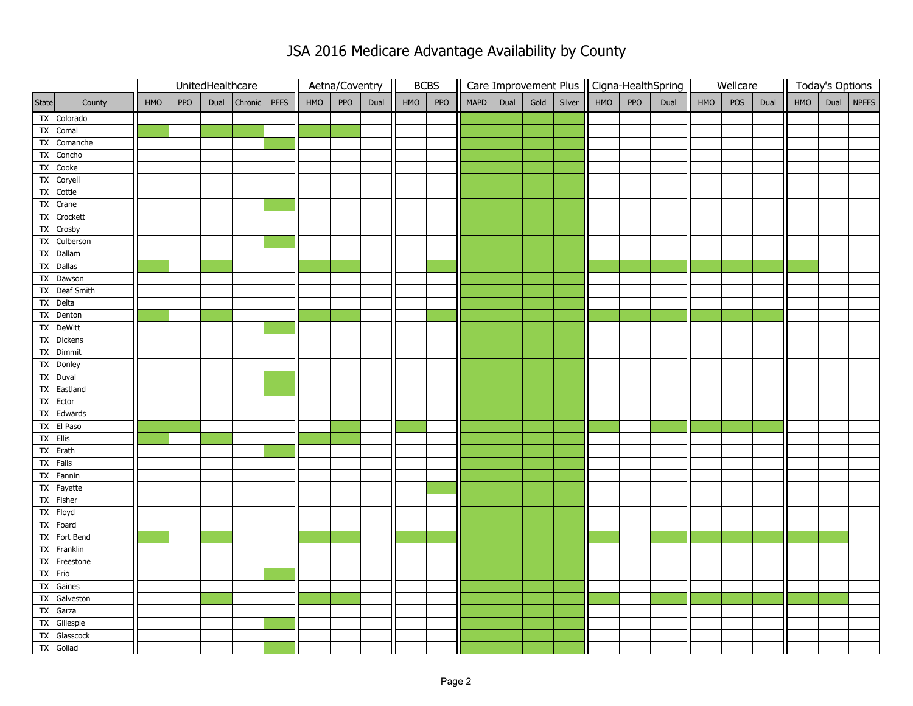# JSA 2016 Medicare Advantage Availability by County

| | | UnitedHealthcare | | | | | Aetna/Coventry | | | BCBS | | Care Improvement Plus | | | | Cigna-HealthSpring | | | Wellcare | | | Today's Options | | |
|---|---|---|---|---|---|---|---|---|---|---|---|---|---|---|---|---|---|---|---|---|---|---|---|---|
| State | County | HMO | PPO | Dual | Chronic | PFFS | HMO | PPO | Dual | HMO | PPO | MAPD | Dual | Gold | Silver | HMO | PPO | Dual | HMO | POS | Dual | HMO | Dual | NPFFS |
| TX | Colorado | | | | | | | | | | | X | X | X | X | | | | | | | | | |
| TX | Comal | X | | X | X | | X | X | | | | X | X | X | X | | | | | | | | | |
| TX | Comanche | | | | | X | | | | | | X | X | X | X | | | | | | | | | |
| TX | Concho | | | | | | | | | | | X | X | X | X | | | | | | | | | |
| TX | Cooke | | | | | | | | | | | X | X | X | X | | | | | | | | | |
| TX | Coryell | | | | | | | | | | | X | X | X | X | | | | | | | | | |
| TX | Cottle | | | | | | | | | | | X | X | X | X | | | | | | | | | |
| TX | Crane | | | | | X | | | | | | X | X | X | X | | | | | | | | | |
| TX | Crockett | | | | | | | | | | | X | X | X | X | | | | | | | | | |
| TX | Crosby | | | | | | | | | | | X | X | X | X | | | | | | | | | |
| TX | Culberson | | | | | X | | | | | | X | X | X | X | | | | | | | | | |
| TX | Dallam | | | | | | | | | | | X | X | X | X | | | | | | | | | |
| TX | Dallas | X | | X | | | X | X | | | X | X | X | X | X | X | X | X | X | X | X | X | | |
| TX | Dawson | | | | | | | | | | | X | X | X | X | | | | | | | | | |
| TX | Deaf Smith | | | | | | | | | | | X | X | X | X | | | | | | | | | |
| TX | Delta | | | | | | | | | | | X | X | X | X | | | | | | | | | |
| TX | Denton | X | | X | | | X | X | | | X | X | X | X | X | X | X | X | X | X | X | | | |
| TX | DeWitt | | | | | X | | | | | | X | X | X | X | | | | | | | | | |
| TX | Dickens | | | | | | | | | | | X | X | X | X | | | | | | | | | |
| TX | Dimmit | | | | | | | | | | | X | X | X | X | | | | | | | | | |
| TX | Donley | | | | | | | | | | | X | X | X | X | | | | | | | | | |
| TX | Duval | | | | | X | | | | | | X | X | X | X | | | | | | | | | |
| TX | Eastland | | | | | X | | | | | | X | X | X | X | | | | | | | | | |
| TX | Ector | | | | | | | | | | | X | X | X | X | | | | | | | | | |
| TX | Edwards | | | | | | | | | | | X | X | X | X | | | | | | | | | |
| TX | El Paso | X | X | | | | | X | | X | | X | X | X | X | X | | X | X | X | X | | | |
| TX | Ellis | X | | X | | | X | X | | | | X | X | X | X | | | | | | | | | |
| TX | Erath | | | | | X | | | | | | X | X | X | X | | | | | | | | | |
| TX | Falls | | | | | | | | | | | X | X | X | X | | | | | | | | | |
| TX | Fannin | | | | | | | | | | | X | X | X | X | | | | | | | | | |
| TX | Fayette | | | | | | | | | | X | X | X | X | X | | | | | | | | | |
| TX | Fisher | | | | | | | | | | | X | X | X | X | | | | | | | | | |
| TX | Floyd | | | | | | | | | | | X | X | X | X | | | | | | | | | |
| TX | Foard | | | | | | | | | | | X | X | X | X | | | | | | | | | |
| TX | Fort Bend | X | | X | | | X | X | | X | X | X | X | X | X | X | | X | X | X | X | X | X | |
| TX | Franklin | | | | | | | | | | | X | X | X | X | | | | | | | | | |
| TX | Freestone | | | | | | | | | | | X | X | X | X | | | | | | | | | |
| TX | Frio | | | | | X | | | | | | X | X | X | X | | | | | | | | | |
| TX | Gaines | | | | | | | | | | | X | X | X | X | | | | | | | | | |
| TX | Galveston | | | X | | | X | X | | | | X | X | X | X | X | | X | X | X | X | X | X | |
| TX | Garza | | | | | | | | | | | X | X | X | X | | | | | | | | | |
| TX | Gillespie | | | | | X | | | | | | X | X | X | X | | | | | | | | | |
| TX | Glasscock | | | | | | | | | | | X | X | X | X | | | | | | | | | |
| TX | Goliad | | | | | X | | | | | | X | X | X | X | | | | | | | | | |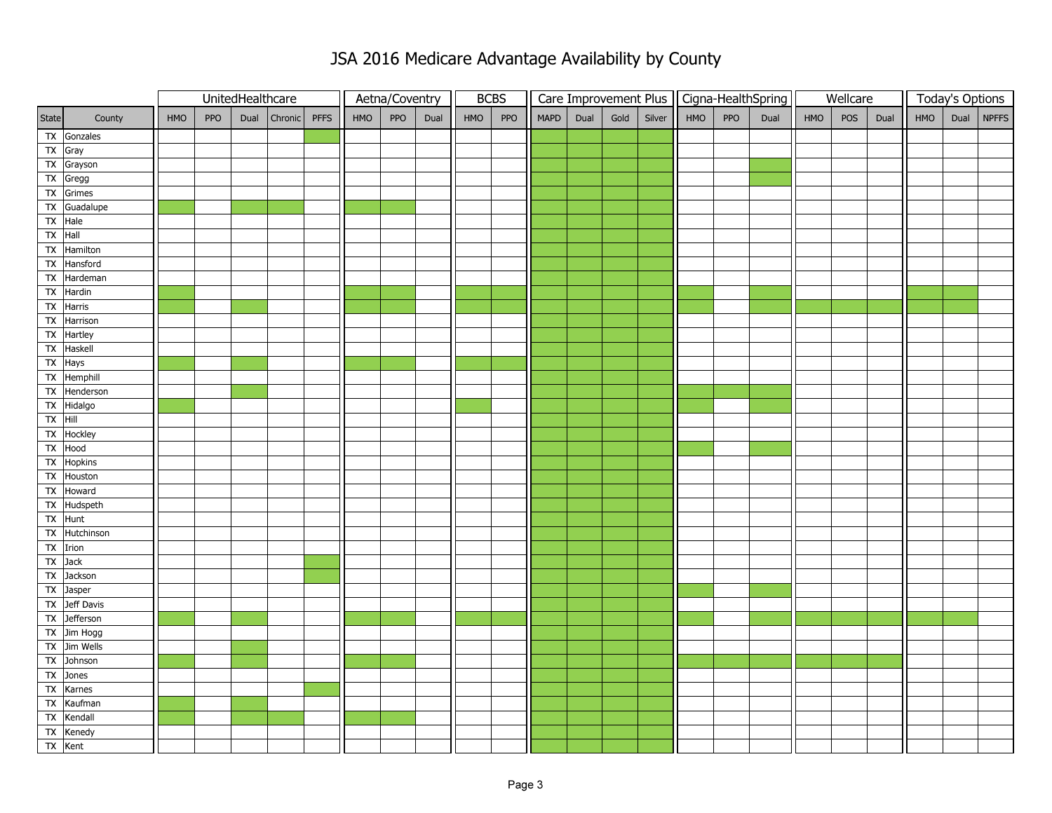# JSA 2016 Medicare Advantage Availability by County

Shaded (available) cells are marked with X.

| | | UnitedHealthcare | | | | | Aetna/Coventry | | | BCBS | | Care Improvement Plus | | | | Cigna-HealthSpring | | | Wellcare | | | Today's Options | | |
|---|---|---|---|---|---|---|---|---|---|---|---|---|---|---|---|---|---|---|---|---|---|---|---|---|
| State | County | HMO | PPO | Dual | Chronic | PFFS | HMO | PPO | Dual | HMO | PPO | MAPD | Dual | Gold | Silver | HMO | PPO | Dual | HMO | POS | Dual | HMO | Dual | NPFFS |
| TX | Gonzales | | | | | X | | | | | | | | | | | | | | | | | | |
| TX | Gray | | | | | | | | | | | X | X | X | X | | | | | | | | | |
| TX | Grayson | | | | | | | | | | | X | X | X | X | | | X | | | | | | |
| TX | Gregg | | | | | | | | | | | X | X | X | X | | | X | | | | | | |
| TX | Grimes | | | | | | | | | | | X | X | X | X | | | | | | | | | |
| TX | Guadalupe | X | | X | X | | X | X | | | | X | X | X | X | | | | | | | | | |
| TX | Hale | | | | | | | | | | | X | X | X | X | | | | | | | | | |
| TX | Hall | | | | | | | | | | | X | X | X | X | | | | | | | | | |
| TX | Hamilton | | | | | | | | | | | X | X | X | X | | | | | | | | | |
| TX | Hansford | | | | | | | | | | | X | X | X | X | | | | | | | | | |
| TX | Hardeman | | | | | | | | | | | X | X | X | X | | | | | | | | | |
| TX | Hardin | X | | | | | X | X | | X | X | X | X | X | X | X | | X | | | | X | X | |
| TX | Harris | X | | X | | | X | X | | X | X | X | X | X | X | X | | X | X | X | X | X | X | |
| TX | Harrison | | | | | | | | | | | X | X | X | X | | | | | | | | | |
| TX | Hartley | | | | | | | | | | | X | X | X | X | | | | | | | | | |
| TX | Haskell | | | | | | | | | | | X | X | X | X | | | | | | | | | |
| TX | Hays | X | | X | | | X | X | | X | X | X | X | X | X | | | | | | | | | |
| TX | Hemphill | | | | | | | | | | | X | X | X | X | | | | | | | | | |
| TX | Henderson | | | X | | | | | | | | X | X | X | X | X | X | X | | | | | | |
| TX | Hidalgo | X | | | | | | | | X | | X | X | X | X | X | | X | | | | | | |
| TX | Hill | | | | | | | | | | | X | X | X | X | | | | | | | | | |
| TX | Hockley | | | | | | | | | | | X | X | X | X | | | | | | | | | |
| TX | Hood | | | | | | | | | | | X | X | X | X | X | | X | | | | | | |
| TX | Hopkins | | | | | | | | | | | X | X | X | X | | | | | | | | | |
| TX | Houston | | | | | | | | | | | X | X | X | X | | | | | | | | | |
| TX | Howard | | | | | | | | | | | X | X | X | X | | | | | | | | | |
| TX | Hudspeth | | | | | | | | | | | X | X | X | X | | | | | | | | | |
| TX | Hunt | | | | | | | | | | | X | X | X | X | | | | | | | | | |
| TX | Hutchinson | | | | | | | | | | | X | X | X | X | | | | | | | | | |
| TX | Irion | | | | | | | | | | | X | X | X | X | | | | | | | | | |
| TX | Jack | | | | | X | | | | | | X | X | X | X | | | | | | | | | |
| TX | Jackson | | | | | X | | | | | | X | X | X | X | | | | | | | | | |
| TX | Jasper | | | | | | | | | | | X | X | X | X | X | | X | | | | | | |
| TX | Jeff Davis | | | | | | | | | | | X | X | X | X | | | | | | | | | |
| TX | Jefferson | X | | X | | | X | X | | X | X | X | X | X | X | X | | X | X | X | X | X | X | |
| TX | Jim Hogg | | | | | | | | | | | X | X | X | X | | | | | | | | | |
| TX | Jim Wells | | | X | | | | | | | | X | X | X | X | | | | | | | | | |
| TX | Johnson | X | | X | | | X | X | | | | X | X | X | X | X | X | X | X | X | X | | | |
| TX | Jones | | | | | | | | | | | X | X | X | X | | | | | | | | | |
| TX | Karnes | | | | | X | | | | | | X | X | X | X | | | | | | | | | |
| TX | Kaufman | X | | X | | | | | | | | X | X | X | X | | | | | | | | | |
| TX | Kendall | X | | X | X | | X | X | | | | X | X | X | X | | | | | | | | | |
| TX | Kenedy | | | | | | | | | | | X | X | X | X | | | | | | | | | |
| TX | Kent | | | | | | | | | | | X | X | X | X | | | | | | | | | |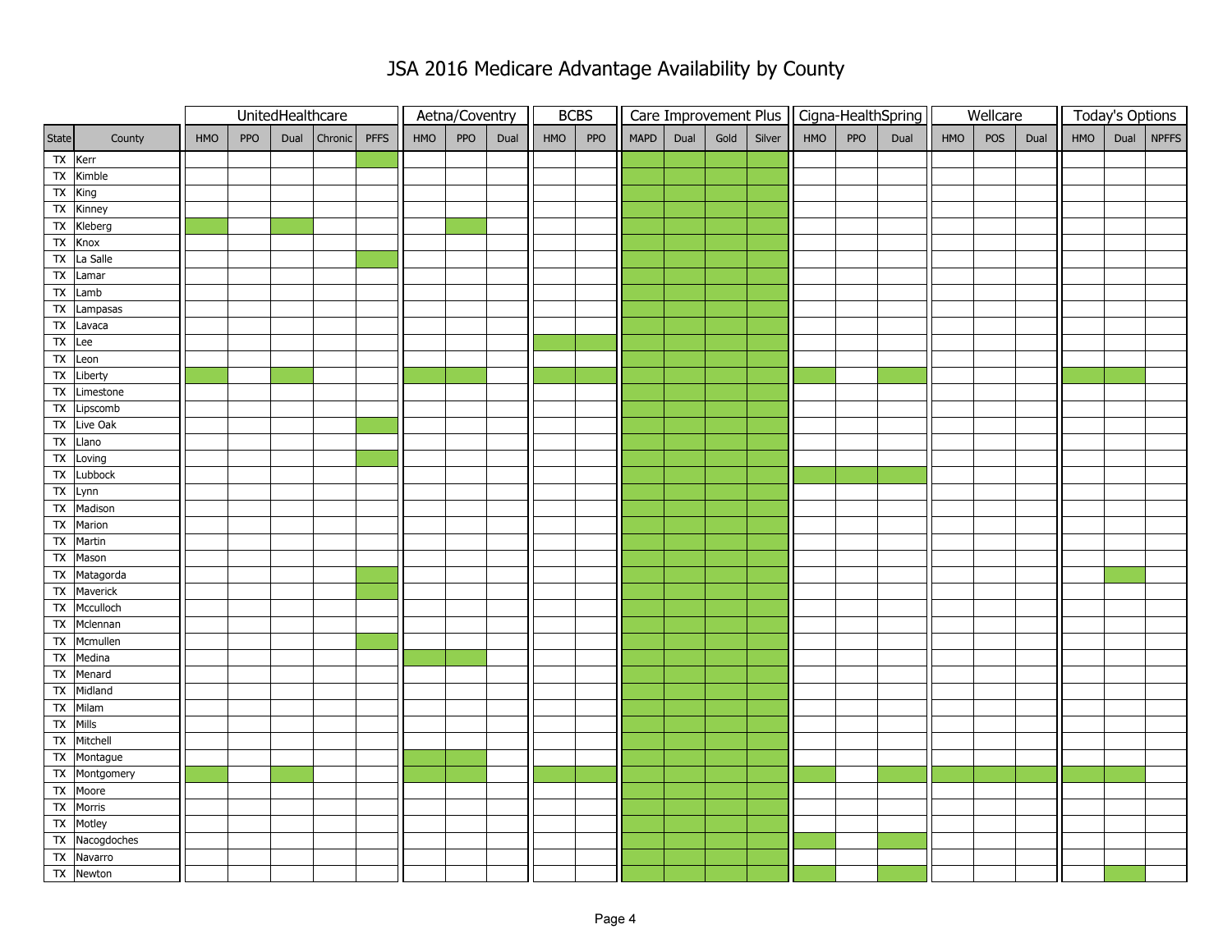# JSA 2016 Medicare Advantage Availability by County

Cells marked X are shaded green in the original (plan available).

| | | UnitedHealthcare | | | | | Aetna/Coventry | | | BCBS | | Care Improvement Plus | | | | Cigna-HealthSpring | | | Wellcare | | | Today's Options | | |
|---|---|---|---|---|---|---|---|---|---|---|---|---|---|---|---|---|---|---|---|---|---|---|---|---|
| State | County | HMO | PPO | Dual | Chronic | PFFS | HMO | PPO | Dual | HMO | PPO | MAPD | Dual | Gold | Silver | HMO | PPO | Dual | HMO | POS | Dual | HMO | Dual | NPFFS |
| TX | Kerr | | | | | X | | | | | | X | X | X | X | | | | | | | | | |
| TX | Kimble | | | | | | | | | | | X | X | X | X | | | | | | | | | |
| TX | King | | | | | | | | | | | X | X | X | X | | | | | | | | | |
| TX | Kinney | | | | | | | | | | | X | X | X | X | | | | | | | | | |
| TX | Kleberg | X | | X | | | | X | | | | X | X | X | X | | | | | | | | | |
| TX | Knox | | | | | | | | | | | X | X | X | X | | | | | | | | | |
| TX | La Salle | | | | | X | | | | | | X | X | X | X | | | | | | | | | |
| TX | Lamar | | | | | | | | | | | X | X | X | X | | | | | | | | | |
| TX | Lamb | | | | | | | | | | | X | X | X | X | | | | | | | | | |
| TX | Lampasas | | | | | | | | | | | X | X | X | X | | | | | | | | | |
| TX | Lavaca | | | | | | | | | | | X | X | X | X | | | | | | | | | |
| TX | Lee | | | | | | | | | X | X | X | X | X | X | | | | | | | | | |
| TX | Leon | | | | | | | | | | | X | X | X | X | | | | | | | | | |
| TX | Liberty | X | | X | | | X | X | | X | X | X | X | X | X | X | | X | | | | X | X | |
| TX | Limestone | | | | | | | | | | | X | X | X | X | | | | | | | | | |
| TX | Lipscomb | | | | | | | | | | | X | X | X | X | | | | | | | | | |
| TX | Live Oak | | | | | X | | | | | | X | X | X | X | | | | | | | | | |
| TX | Llano | | | | | | | | | | | X | X | X | X | | | | | | | | | |
| TX | Loving | | | | | X | | | | | | X | X | X | X | | | | | | | | | |
| TX | Lubbock | | | | | | | | | | | X | X | X | X | X | X | X | | | | | | |
| TX | Lynn | | | | | | | | | | | X | X | X | X | | | | | | | | | |
| TX | Madison | | | | | | | | | | | X | X | X | X | | | | | | | | | |
| TX | Marion | | | | | | | | | | | X | X | X | X | | | | | | | | | |
| TX | Martin | | | | | | | | | | | X | X | X | X | | | | | | | | | |
| TX | Mason | | | | | | | | | | | X | X | X | X | | | | | | | | | |
| TX | Matagorda | | | | | X | | | | | | X | X | X | X | | | | | | | | X | |
| TX | Maverick | | | | | X | | | | | | X | X | X | X | | | | | | | | | |
| TX | Mcculloch | | | | | | | | | | | X | X | X | X | | | | | | | | | |
| TX | Mclennan | | | | | | | | | | | X | X | X | X | | | | | | | | | |
| TX | Mcmullen | | | | | X | | | | | | X | X | X | X | | | | | | | | | |
| TX | Medina | | | | | | X | X | | | | X | X | X | X | | | | | | | | | |
| TX | Menard | | | | | | | | | | | X | X | X | X | | | | | | | | | |
| TX | Midland | | | | | | | | | | | X | X | X | X | | | | | | | | | |
| TX | Milam | | | | | | | | | | | X | X | X | X | | | | | | | | | |
| TX | Mills | | | | | | | | | | | X | X | X | X | | | | | | | | | |
| TX | Mitchell | | | | | | | | | | | X | X | X | X | | | | | | | | | |
| TX | Montague | | | | | | X | X | | | | X | X | X | X | | | | | | | | | |
| TX | Montgomery | X | | X | | | X | X | | X | X | X | X | X | X | X | | X | X | X | X | X | X | |
| TX | Moore | | | | | | | | | | | X | X | X | X | | | | | | | | | |
| TX | Morris | | | | | | | | | | | X | X | X | X | | | | | | | | | |
| TX | Motley | | | | | | | | | | | X | X | X | X | | | | | | | | | |
| TX | Nacogdoches | | | | | | | | | | | X | X | X | X | X | | X | | | | | | |
| TX | Navarro | | | | | | | | | | | X | X | X | X | | | | | | | | | |
| TX | Newton | | | | | | | | | | | X | X | X | X | X | | X | | | | | X | |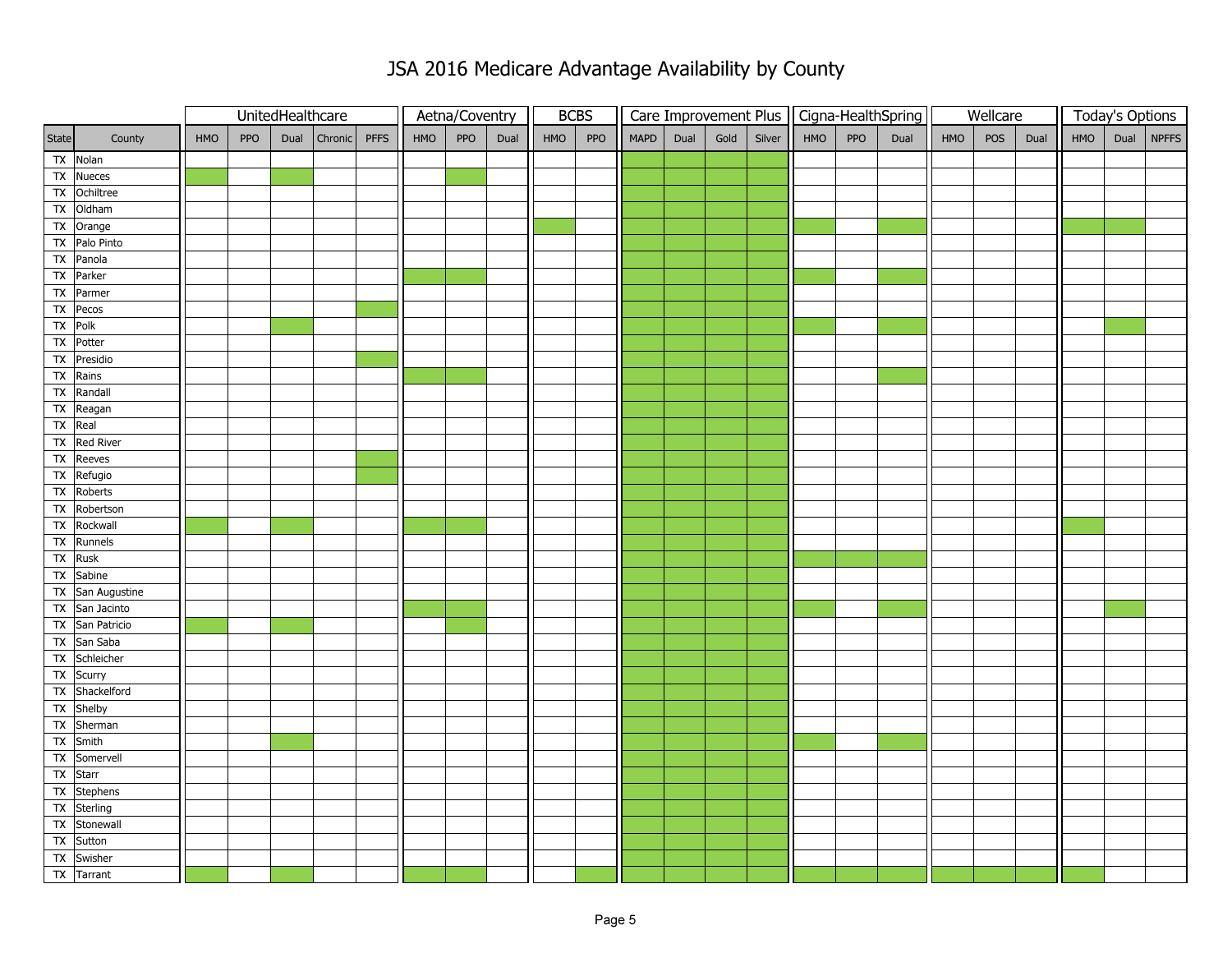# JSA 2016 Medicare Advantage Availability by County

Green-shaded (available) cells are marked with X.

| | | UnitedHealthcare | | | | | Aetna/Coventry | | | BCBS | | Care Improvement Plus | | | | Cigna-HealthSpring | | | Wellcare | | | Today's Options | | |
|---|---|---|---|---|---|---|---|---|---|---|---|---|---|---|---|---|---|---|---|---|---|---|---|---|
| State | County | HMO | PPO | Dual | Chronic | PFFS | HMO | PPO | Dual | HMO | PPO | MAPD | Dual | Gold | Silver | HMO | PPO | Dual | HMO | POS | Dual | HMO | Dual | NPFFS |
| TX | Nolan | | | | | | | | | | | X | X | X | X | | | | | | | | | |
| TX | Nueces | X | | X | | | | X | | | | X | X | X | X | | | | | | | | | |
| TX | Ochiltree | | | | | | | | | | | X | X | X | X | | | | | | | | | |
| TX | Oldham | | | | | | | | | | | X | X | X | X | | | | | | | | | |
| TX | Orange | | | | | | | | | X | | X | X | X | X | X | | X | | | | X | X | |
| TX | Palo Pinto | | | | | | | | | | | X | X | X | X | | | | | | | | | |
| TX | Panola | | | | | | | | | | | X | X | X | X | | | | | | | | | |
| TX | Parker | | | | | | X | X | | | | X | X | X | X | X | | X | | | | | | |
| TX | Parmer | | | | | | | | | | | X | X | X | X | | | | | | | | | |
| TX | Pecos | | | | | X | | | | | | X | X | X | X | | | | | | | | | |
| TX | Polk | | | X | | | | | | | | X | X | X | X | X | | X | | | | | X | |
| TX | Potter | | | | | | | | | | | X | X | X | X | | | | | | | | | |
| TX | Presidio | | | | | X | | | | | | X | X | X | X | | | | | | | | | |
| TX | Rains | | | | | | X | X | | | | X | X | X | X | | | X | | | | | | |
| TX | Randall | | | | | | | | | | | X | X | X | X | | | | | | | | | |
| TX | Reagan | | | | | | | | | | | X | X | X | X | | | | | | | | | |
| TX | Real | | | | | | | | | | | X | X | X | X | | | | | | | | | |
| TX | Red River | | | | | | | | | | | X | X | X | X | | | | | | | | | |
| TX | Reeves | | | | | X | | | | | | X | X | X | X | | | | | | | | | |
| TX | Refugio | | | | | X | | | | | | X | X | X | X | | | | | | | | | |
| TX | Roberts | | | | | | | | | | | X | X | X | X | | | | | | | | | |
| TX | Robertson | | | | | | | | | | | X | X | X | X | | | | | | | | | |
| TX | Rockwall | X | | X | | | X | X | | | | X | X | X | X | | | | | | | X | | |
| TX | Runnels | | | | | | | | | | | X | X | X | X | | | | | | | | | |
| TX | Rusk | | | | | | | | | | | X | X | X | X | X | X | X | | | | | | |
| TX | Sabine | | | | | | | | | | | X | X | X | X | | | | | | | | | |
| TX | San Augustine | | | | | | | | | | | X | X | X | X | | | | | | | | | |
| TX | San Jacinto | | | | | | X | X | | | | X | X | X | X | X | | X | | | | | X | |
| TX | San Patricio | X | | X | | | | X | | | | X | X | X | X | | | | | | | | | |
| TX | San Saba | | | | | | | | | | | X | X | X | X | | | | | | | | | |
| TX | Schleicher | | | | | | | | | | | X | X | X | X | | | | | | | | | |
| TX | Scurry | | | | | | | | | | | X | X | X | X | | | | | | | | | |
| TX | Shackelford | | | | | | | | | | | X | X | X | X | | | | | | | | | |
| TX | Shelby | | | | | | | | | | | X | X | X | X | | | | | | | | | |
| TX | Sherman | | | | | | | | | | | X | X | X | X | | | | | | | | | |
| TX | Smith | | | X | | | | | | | | X | X | X | X | X | | X | | | | | | |
| TX | Somervell | | | | | | | | | | | X | X | X | X | | | | | | | | | |
| TX | Starr | | | | | | | | | | | X | X | X | X | | | | | | | | | |
| TX | Stephens | | | | | | | | | | | X | X | X | X | | | | | | | | | |
| TX | Sterling | | | | | | | | | | | X | X | X | X | | | | | | | | | |
| TX | Stonewall | | | | | | | | | | | X | X | X | X | | | | | | | | | |
| TX | Sutton | | | | | | | | | | | X | X | X | X | | | | | | | | | |
| TX | Swisher | | | | | | | | | | | X | X | X | X | | | | | | | | | |
| TX | Tarrant | X | | X | | | X | X | | | X | X | X | X | X | X | X | X | X | X | X | X | | |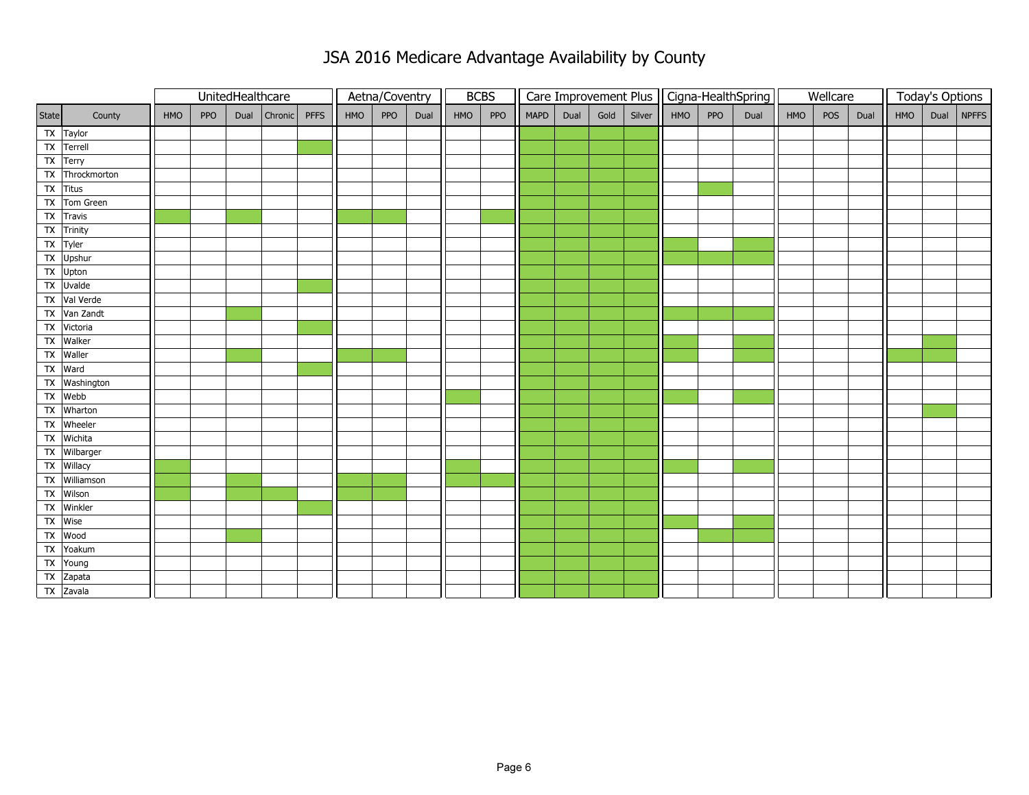# JSA 2016 Medicare Advantage Availability by County

| | | UnitedHealthcare | | | | | Aetna/Coventry | | | BCBS | | Care Improvement Plus | | | | Cigna-HealthSpring | | | Wellcare | | | Today's Options | | |
|---|---|---|---|---|---|---|---|---|---|---|---|---|---|---|---|---|---|---|---|---|---|---|---|---|
| State | County | HMO | PPO | Dual | Chronic | PFFS | HMO | PPO | Dual | HMO | PPO | MAPD | Dual | Gold | Silver | HMO | PPO | Dual | HMO | POS | Dual | HMO | Dual | NPFFS |
| TX | Taylor | | | | | | | | | | | X | X | X | X | | | | | | | | | |
| TX | Terrell | | | | | X | | | | | | X | X | X | X | | | | | | | | | |
| TX | Terry | | | | | | | | | | | X | X | X | X | | | | | | | | | |
| TX | Throckmorton | | | | | | | | | | | X | X | X | X | | | | | | | | | |
| TX | Titus | | | | | | | | | | | X | X | X | X | | X | | | | | | | |
| TX | Tom Green | | | | | | | | | | | X | X | X | X | | | | | | | | | |
| TX | Travis | X | | X | | | X | X | | | X | X | X | X | X | | | | | | | | | |
| TX | Trinity | | | | | | | | | | | X | X | X | X | | | | | | | | | |
| TX | Tyler | | | | | | | | | | | X | X | X | X | X | | X | | | | | | |
| TX | Upshur | | | | | | | | | | | X | X | X | X | X | X | X | | | | | | |
| TX | Upton | | | | | | | | | | | X | X | X | X | | | | | | | | | |
| TX | Uvalde | | | | | X | | | | | | X | X | X | X | | | | | | | | | |
| TX | Val Verde | | | | | | | | | | | X | X | X | X | | | | | | | | | |
| TX | Van Zandt | | | X | | | | | | | | X | X | X | X | X | X | X | | | | | | |
| TX | Victoria | | | | | X | | | | | | X | X | X | X | | | | | | | | | |
| TX | Walker | | | | | | | | | | | X | X | X | X | X | | X | | | | | X | |
| TX | Waller | | | X | | | X | X | | | | X | X | X | X | X | | X | | | | X | X | |
| TX | Ward | | | | | X | | | | | | X | X | X | X | | | | | | | | | |
| TX | Washington | | | | | | | | | | | X | X | X | X | | | | | | | | | |
| TX | Webb | | | | | | | | | X | | X | X | X | X | X | | X | | | | | | |
| TX | Wharton | | | | | | | | | | | X | X | X | X | | | | | | | | X | |
| TX | Wheeler | | | | | | | | | | | X | X | X | X | | | | | | | | | |
| TX | Wichita | | | | | | | | | | | X | X | X | X | | | | | | | | | |
| TX | Wilbarger | | | | | | | | | | | X | X | X | X | | | | | | | | | |
| TX | Willacy | X | | | | | | | | X | | X | X | X | X | X | | X | | | | | | |
| TX | Williamson | X | | X | | | X | X | | X | X | X | X | X | X | | | | | | | | | |
| TX | Wilson | X | | X | X | | X | X | | | | X | X | X | X | | | | | | | | | |
| TX | Winkler | | | | | X | | | | | | X | X | X | X | | | | | | | | | |
| TX | Wise | | | | | | | | | | | X | X | X | X | X | | X | | | | | | |
| TX | Wood | | | X | | | | | | | | X | X | X | X | | X | X | | | | | | |
| TX | Yoakum | | | | | | | | | | | X | X | X | X | | | | | | | | | |
| TX | Young | | | | | | | | | | | X | X | X | X | | | | | | | | | |
| TX | Zapata | | | | | | | | | | | X | X | X | X | | | | | | | | | |
| TX | Zavala | | | | | | | | | | | X | X | X | X | | | | | | | | | |